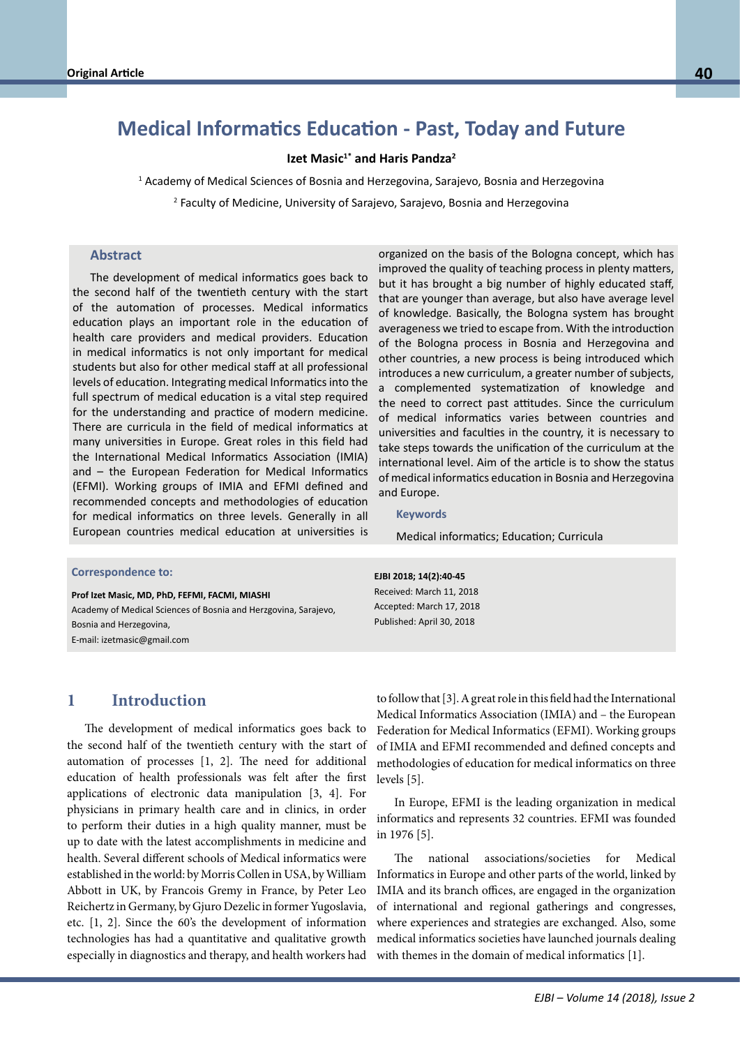Original Article

# Medical Informatics Education - Past, Today and Future

**Izet Masic[1*] and Haris Pandza[2]**

[1] Academy of Medical Sciences of Bosnia and Herzegovina, Sarajevo, Bosnia and Herzegovina

[2] Faculty of Medicine, University of Sarajevo, Sarajevo, Bosnia and Herzegovina

## Abstract

The development of medical informatics goes back to the second half of the twentieth century with the start of the automation of processes. Medical informatics education plays an important role in the education of health care providers and medical providers. Education in medical informatics is not only important for medical students but also for other medical staff at all professional levels of education. Integrating medical Informatics into the full spectrum of medical education is a vital step required for the understanding and practice of modern medicine. There are curricula in the field of medical informatics at many universities in Europe. Great roles in this field had the International Medical Informatics Association (IMIA) and – the European Federation for Medical Informatics (EFMI). Working groups of IMIA and EFMI defined and recommended concepts and methodologies of education for medical informatics on three levels. Generally in all European countries medical education at universities is organized on the basis of the Bologna concept, which has improved the quality of teaching process in plenty matters, but it has brought a big number of highly educated staff, that are younger than average, but also have average level of knowledge. Basically, the Bologna system has brought averageness we tried to escape from. With the introduction of the Bologna process in Bosnia and Herzegovina and other countries, a new process is being introduced which introduces a new curriculum, a greater number of subjects, a complemented systematization of knowledge and the need to correct past attitudes. Since the curriculum of medical informatics varies between countries and universities and faculties in the country, it is necessary to take steps towards the unification of the curriculum at the international level. Aim of the article is to show the status of medical informatics education in Bosnia and Herzegovina and Europe.

### Keywords

Medical informatics; Education; Curricula

**Correspondence to:**

**Prof Izet Masic, MD, PhD, FEFMI, FACMI, MIASHI**
Academy of Medical Sciences of Bosnia and Herzgovina, Sarajevo, Bosnia and Herzegovina,
E-mail: izetmasic@gmail.com

**EJBI 2018; 14(2):40-45**
Received: March 11, 2018
Accepted: March 17, 2018
Published: April 30, 2018

## 1 Introduction

The development of medical informatics goes back to the second half of the twentieth century with the start of automation of processes [1, 2]. The need for additional education of health professionals was felt after the first applications of electronic data manipulation [3, 4]. For physicians in primary health care and in clinics, in order to perform their duties in a high quality manner, must be up to date with the latest accomplishments in medicine and health. Several different schools of Medical informatics were established in the world: by Morris Collen in USA, by William Abbott in UK, by Francois Gremy in France, by Peter Leo Reichertz in Germany, by Gjuro Dezelic in former Yugoslavia, etc. [1, 2]. Since the 60's the development of information technologies has had a quantitative and qualitative growth especially in diagnostics and therapy, and health workers had to follow that [3]. A great role in this field had the International Medical Informatics Association (IMIA) and – the European Federation for Medical Informatics (EFMI). Working groups of IMIA and EFMI recommended and defined concepts and methodologies of education for medical informatics on three levels [5].

In Europe, EFMI is the leading organization in medical informatics and represents 32 countries. EFMI was founded in 1976 [5].

The national associations/societies for Medical Informatics in Europe and other parts of the world, linked by IMIA and its branch offices, are engaged in the organization of international and regional gatherings and congresses, where experiences and strategies are exchanged. Also, some medical informatics societies have launched journals dealing with themes in the domain of medical informatics [1].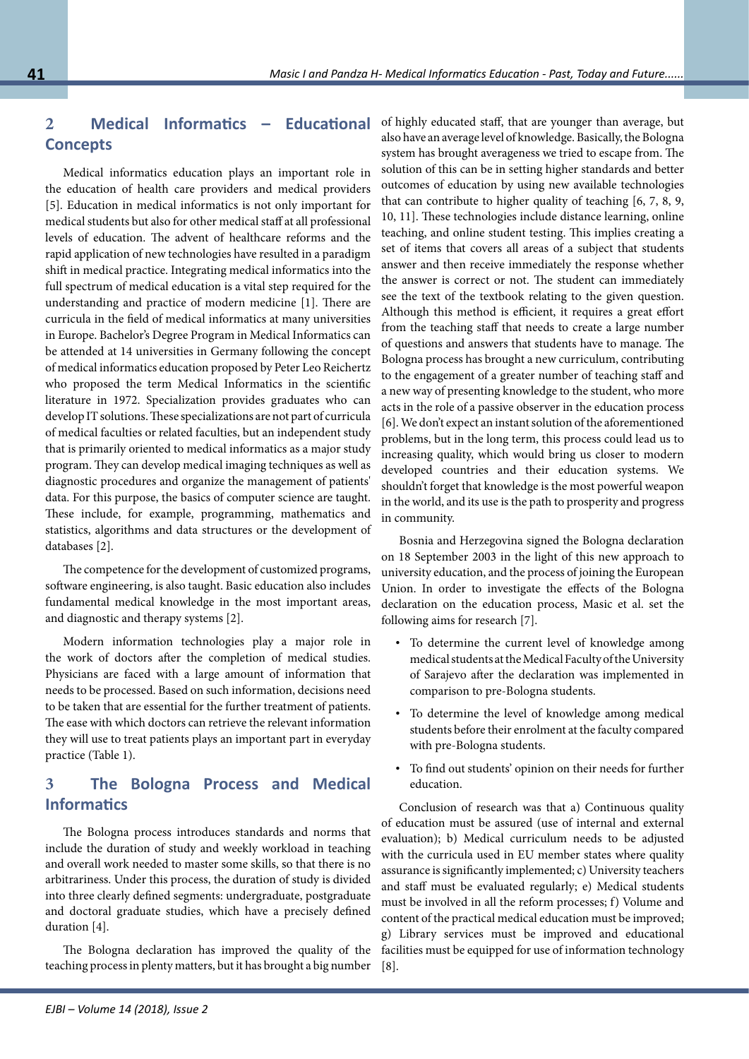## 2 Medical Informatics – Educational Concepts

Medical informatics education plays an important role in the education of health care providers and medical providers [5]. Education in medical informatics is not only important for medical students but also for other medical staff at all professional levels of education. The advent of healthcare reforms and the rapid application of new technologies have resulted in a paradigm shift in medical practice. Integrating medical informatics into the full spectrum of medical education is a vital step required for the understanding and practice of modern medicine [1]. There are curricula in the field of medical informatics at many universities in Europe. Bachelor's Degree Program in Medical Informatics can be attended at 14 universities in Germany following the concept of medical informatics education proposed by Peter Leo Reichertz who proposed the term Medical Informatics in the scientific literature in 1972. Specialization provides graduates who can develop IT solutions. These specializations are not part of curricula of medical faculties or related faculties, but an independent study that is primarily oriented to medical informatics as a major study program. They can develop medical imaging techniques as well as diagnostic procedures and organize the management of patients' data. For this purpose, the basics of computer science are taught. These include, for example, programming, mathematics and statistics, algorithms and data structures or the development of databases [2].

The competence for the development of customized programs, software engineering, is also taught. Basic education also includes fundamental medical knowledge in the most important areas, and diagnostic and therapy systems [2].

Modern information technologies play a major role in the work of doctors after the completion of medical studies. Physicians are faced with a large amount of information that needs to be processed. Based on such information, decisions need to be taken that are essential for the further treatment of patients. The ease with which doctors can retrieve the relevant information they will use to treat patients plays an important part in everyday practice (Table 1).

## 3 The Bologna Process and Medical Informatics

The Bologna process introduces standards and norms that include the duration of study and weekly workload in teaching and overall work needed to master some skills, so that there is no arbitrariness. Under this process, the duration of study is divided into three clearly defined segments: undergraduate, postgraduate and doctoral graduate studies, which have a precisely defined duration [4].

The Bologna declaration has improved the quality of the teaching process in plenty matters, but it has brought a big number of highly educated staff, that are younger than average, but also have an average level of knowledge. Basically, the Bologna system has brought averageness we tried to escape from. The solution of this can be in setting higher standards and better outcomes of education by using new available technologies that can contribute to higher quality of teaching [6, 7, 8, 9, 10, 11]. These technologies include distance learning, online teaching, and online student testing. This implies creating a set of items that covers all areas of a subject that students answer and then receive immediately the response whether the answer is correct or not. The student can immediately see the text of the textbook relating to the given question. Although this method is efficient, it requires a great effort from the teaching staff that needs to create a large number of questions and answers that students have to manage. The Bologna process has brought a new curriculum, contributing to the engagement of a greater number of teaching staff and a new way of presenting knowledge to the student, who more acts in the role of a passive observer in the education process [6]. We don't expect an instant solution of the aforementioned problems, but in the long term, this process could lead us to increasing quality, which would bring us closer to modern developed countries and their education systems. We shouldn't forget that knowledge is the most powerful weapon in the world, and its use is the path to prosperity and progress in community.

Bosnia and Herzegovina signed the Bologna declaration on 18 September 2003 in the light of this new approach to university education, and the process of joining the European Union. In order to investigate the effects of the Bologna declaration on the education process, Masic et al. set the following aims for research [7].

- To determine the current level of knowledge among medical students at the Medical Faculty of the University of Sarajevo after the declaration was implemented in comparison to pre-Bologna students.
- To determine the level of knowledge among medical students before their enrolment at the faculty compared with pre-Bologna students.
- To find out students' opinion on their needs for further education.

Conclusion of research was that a) Continuous quality of education must be assured (use of internal and external evaluation); b) Medical curriculum needs to be adjusted with the curricula used in EU member states where quality assurance is significantly implemented; c) University teachers and staff must be evaluated regularly; e) Medical students must be involved in all the reform processes; f) Volume and content of the practical medical education must be improved; g) Library services must be improved and educational facilities must be equipped for use of information technology [8].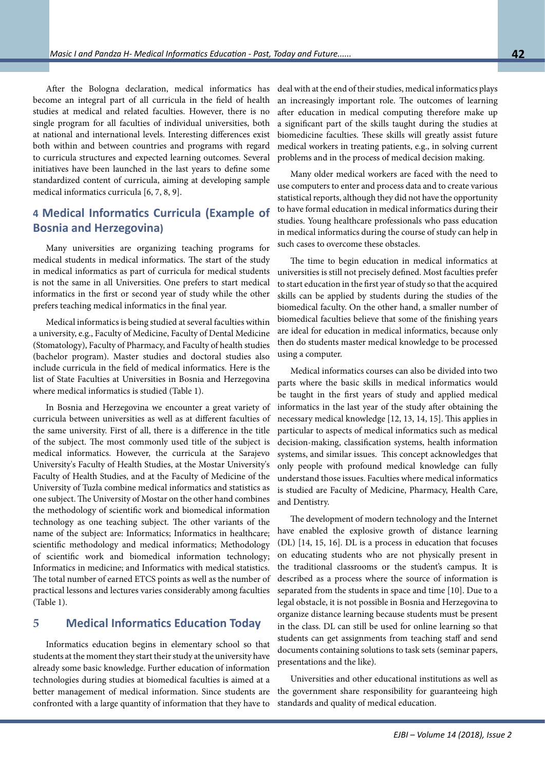After the Bologna declaration, medical informatics has become an integral part of all curricula in the field of health studies at medical and related faculties. However, there is no single program for all faculties of individual universities, both at national and international levels. Interesting differences exist both within and between countries and programs with regard to curricula structures and expected learning outcomes. Several initiatives have been launched in the last years to define some standardized content of curricula, aiming at developing sample medical informatics curricula [6, 7, 8, 9].

## 4 Medical Informatics Curricula (Example of Bosnia and Herzegovina)

Many universities are organizing teaching programs for medical students in medical informatics. The start of the study in medical informatics as part of curricula for medical students is not the same in all Universities. One prefers to start medical informatics in the first or second year of study while the other prefers teaching medical informatics in the final year.

Medical informatics is being studied at several faculties within a university, e.g., Faculty of Medicine, Faculty of Dental Medicine (Stomatology), Faculty of Pharmacy, and Faculty of health studies (bachelor program). Master studies and doctoral studies also include curricula in the field of medical informatics. Here is the list of State Faculties at Universities in Bosnia and Herzegovina where medical informatics is studied (Table 1).

In Bosnia and Herzegovina we encounter a great variety of curricula between universities as well as at different faculties of the same university. First of all, there is a difference in the title of the subject. The most commonly used title of the subject is medical informatics. However, the curricula at the Sarajevo University's Faculty of Health Studies, at the Mostar University's Faculty of Health Studies, and at the Faculty of Medicine of the University of Tuzla combine medical informatics and statistics as one subject. The University of Mostar on the other hand combines the methodology of scientific work and biomedical information technology as one teaching subject. The other variants of the name of the subject are: Informatics; Informatics in healthcare; scientific methodology and medical informatics; Methodology of scientific work and biomedical information technology; Informatics in medicine; and Informatics with medical statistics. The total number of earned ETCS points as well as the number of practical lessons and lectures varies considerably among faculties (Table 1).

## 5 Medical Informatics Education Today

Informatics education begins in elementary school so that students at the moment they start their study at the university have already some basic knowledge. Further education of information technologies during studies at biomedical faculties is aimed at a better management of medical information. Since students are confronted with a large quantity of information that they have to deal with at the end of their studies, medical informatics plays an increasingly important role. The outcomes of learning after education in medical computing therefore make up a significant part of the skills taught during the studies at biomedicine faculties. These skills will greatly assist future medical workers in treating patients, e.g., in solving current problems and in the process of medical decision making.

Many older medical workers are faced with the need to use computers to enter and process data and to create various statistical reports, although they did not have the opportunity to have formal education in medical informatics during their studies. Young healthcare professionals who pass education in medical informatics during the course of study can help in such cases to overcome these obstacles.

The time to begin education in medical informatics at universities is still not precisely defined. Most faculties prefer to start education in the first year of study so that the acquired skills can be applied by students during the studies of the biomedical faculty. On the other hand, a smaller number of biomedical faculties believe that some of the finishing years are ideal for education in medical informatics, because only then do students master medical knowledge to be processed using a computer.

Medical informatics courses can also be divided into two parts where the basic skills in medical informatics would be taught in the first years of study and applied medical informatics in the last year of the study after obtaining the necessary medical knowledge [12, 13, 14, 15]. This applies in particular to aspects of medical informatics such as medical decision-making, classification systems, health information systems, and similar issues. This concept acknowledges that only people with profound medical knowledge can fully understand those issues. Faculties where medical informatics is studied are Faculty of Medicine, Pharmacy, Health Care, and Dentistry.

The development of modern technology and the Internet have enabled the explosive growth of distance learning (DL) [14, 15, 16]. DL is a process in education that focuses on educating students who are not physically present in the traditional classrooms or the student's campus. It is described as a process where the source of information is separated from the students in space and time [10]. Due to a legal obstacle, it is not possible in Bosnia and Herzegovina to organize distance learning because students must be present in the class. DL can still be used for online learning so that students can get assignments from teaching staff and send documents containing solutions to task sets (seminar papers, presentations and the like).

Universities and other educational institutions as well as the government share responsibility for guaranteeing high standards and quality of medical education.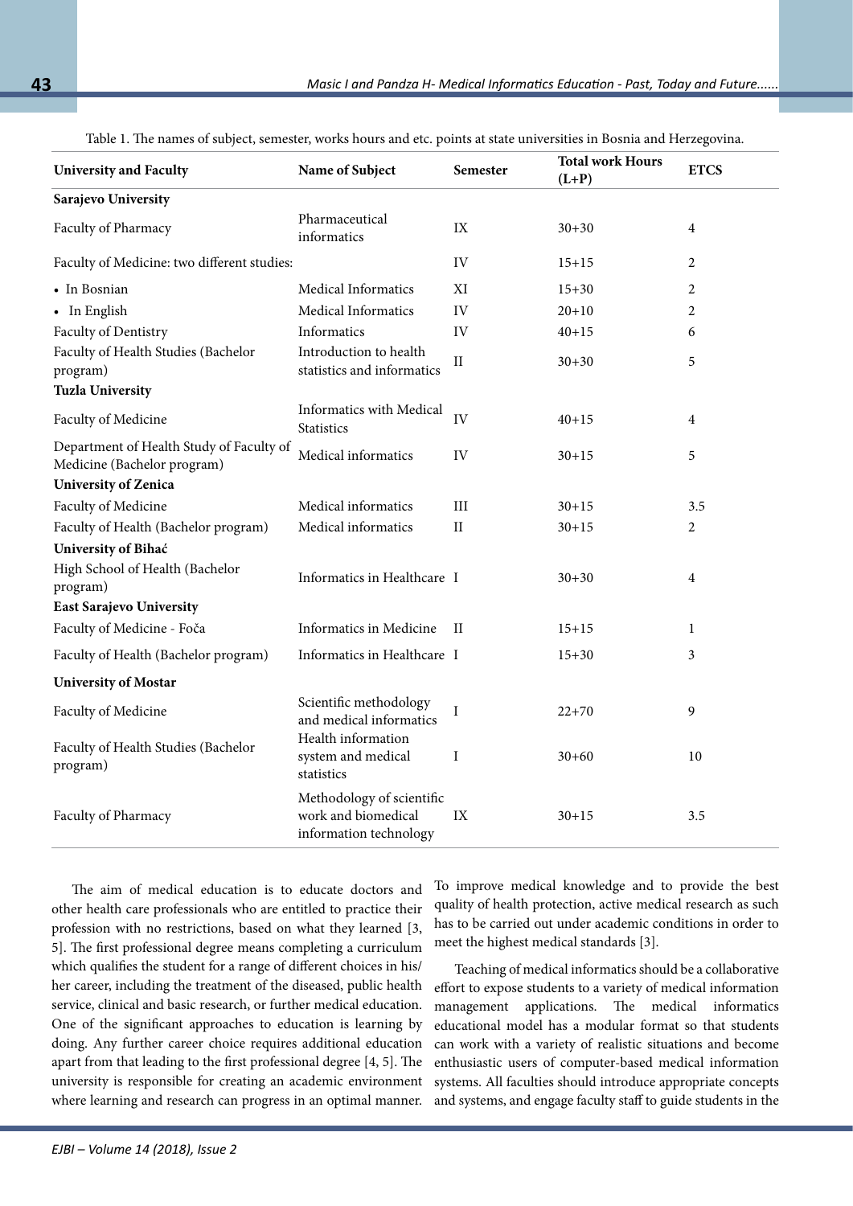Table 1. The names of subject, semester, works hours and etc. points at state universities in Bosnia and Herzegovina.

| University and Faculty | Name of Subject | Semester | Total work Hours (L+P) | ETCS |
|---|---|---|---|---|
| **Sarajevo University** | | | | |
| Faculty of Pharmacy | Pharmaceutical informatics | IX | 30+30 | 4 |
| Faculty of Medicine: two different studies: | | IV | 15+15 | 2 |
| • In Bosnian | Medical Informatics | XI | 15+30 | 2 |
| • In English | Medical Informatics | IV | 20+10 | 2 |
| Faculty of Dentistry | Informatics | IV | 40+15 | 6 |
| Faculty of Health Studies (Bachelor program) | Introduction to health statistics and informatics | II | 30+30 | 5 |
| **Tuzla University** | | | | |
| Faculty of Medicine | Informatics with Medical Statistics | IV | 40+15 | 4 |
| Department of Health Study of Faculty of Medicine (Bachelor program) | Medical informatics | IV | 30+15 | 5 |
| **University of Zenica** | | | | |
| Faculty of Medicine | Medical informatics | III | 30+15 | 3.5 |
| Faculty of Health (Bachelor program) | Medical informatics | II | 30+15 | 2 |
| **University of Bihać** | | | | |
| High School of Health (Bachelor program) | Informatics in Healthcare | I | 30+30 | 4 |
| **East Sarajevo University** | | | | |
| Faculty of Medicine - Foča | Informatics in Medicine | II | 15+15 | 1 |
| Faculty of Health (Bachelor program) | Informatics in Healthcare | I | 15+30 | 3 |
| **University of Mostar** | | | | |
| Faculty of Medicine | Scientific methodology and medical informatics | I | 22+70 | 9 |
| Faculty of Health Studies (Bachelor program) | Health information system and medical statistics | I | 30+60 | 10 |
| Faculty of Pharmacy | Methodology of scientific work and biomedical information technology | IX | 30+15 | 3.5 |

The aim of medical education is to educate doctors and other health care professionals who are entitled to practice their profession with no restrictions, based on what they learned [3, 5]. The first professional degree means completing a curriculum which qualifies the student for a range of different choices in his/her career, including the treatment of the diseased, public health service, clinical and basic research, or further medical education. One of the significant approaches to education is learning by doing. Any further career choice requires additional education apart from that leading to the first professional degree [4, 5]. The university is responsible for creating an academic environment where learning and research can progress in an optimal manner. To improve medical knowledge and to provide the best quality of health protection, active medical research as such has to be carried out under academic conditions in order to meet the highest medical standards [3].

Teaching of medical informatics should be a collaborative effort to expose students to a variety of medical information management applications. The medical informatics educational model has a modular format so that students can work with a variety of realistic situations and become enthusiastic users of computer-based medical information systems. All faculties should introduce appropriate concepts and systems, and engage faculty staff to guide students in the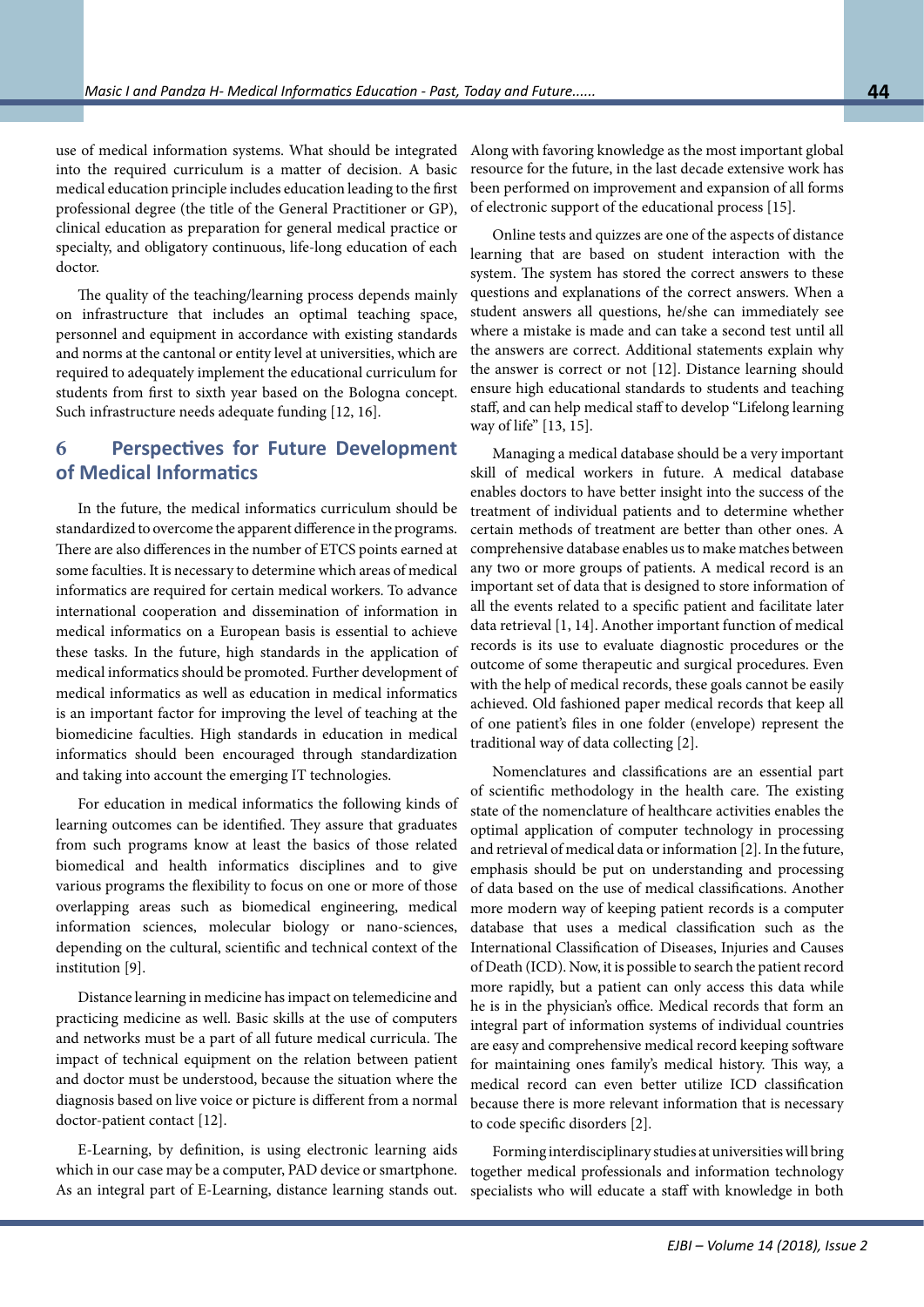use of medical information systems. What should be integrated into the required curriculum is a matter of decision. A basic medical education principle includes education leading to the first professional degree (the title of the General Practitioner or GP), clinical education as preparation for general medical practice or specialty, and obligatory continuous, life-long education of each doctor.

The quality of the teaching/learning process depends mainly on infrastructure that includes an optimal teaching space, personnel and equipment in accordance with existing standards and norms at the cantonal or entity level at universities, which are required to adequately implement the educational curriculum for students from first to sixth year based on the Bologna concept. Such infrastructure needs adequate funding [12, 16].

## 6 Perspectives for Future Development of Medical Informatics

In the future, the medical informatics curriculum should be standardized to overcome the apparent difference in the programs. There are also differences in the number of ETCS points earned at some faculties. It is necessary to determine which areas of medical informatics are required for certain medical workers. To advance international cooperation and dissemination of information in medical informatics on a European basis is essential to achieve these tasks. In the future, high standards in the application of medical informatics should be promoted. Further development of medical informatics as well as education in medical informatics is an important factor for improving the level of teaching at the biomedicine faculties. High standards in education in medical informatics should been encouraged through standardization and taking into account the emerging IT technologies.

For education in medical informatics the following kinds of learning outcomes can be identified. They assure that graduates from such programs know at least the basics of those related biomedical and health informatics disciplines and to give various programs the flexibility to focus on one or more of those overlapping areas such as biomedical engineering, medical information sciences, molecular biology or nano-sciences, depending on the cultural, scientific and technical context of the institution [9].

Distance learning in medicine has impact on telemedicine and practicing medicine as well. Basic skills at the use of computers and networks must be a part of all future medical curricula. The impact of technical equipment on the relation between patient and doctor must be understood, because the situation where the diagnosis based on live voice or picture is different from a normal doctor-patient contact [12].

E-Learning, by definition, is using electronic learning aids which in our case may be a computer, PAD device or smartphone. As an integral part of E-Learning, distance learning stands out. Along with favoring knowledge as the most important global resource for the future, in the last decade extensive work has been performed on improvement and expansion of all forms of electronic support of the educational process [15].

Online tests and quizzes are one of the aspects of distance learning that are based on student interaction with the system. The system has stored the correct answers to these questions and explanations of the correct answers. When a student answers all questions, he/she can immediately see where a mistake is made and can take a second test until all the answers are correct. Additional statements explain why the answer is correct or not [12]. Distance learning should ensure high educational standards to students and teaching staff, and can help medical staff to develop "Lifelong learning way of life" [13, 15].

Managing a medical database should be a very important skill of medical workers in future. A medical database enables doctors to have better insight into the success of the treatment of individual patients and to determine whether certain methods of treatment are better than other ones. A comprehensive database enables us to make matches between any two or more groups of patients. A medical record is an important set of data that is designed to store information of all the events related to a specific patient and facilitate later data retrieval [1, 14]. Another important function of medical records is its use to evaluate diagnostic procedures or the outcome of some therapeutic and surgical procedures. Even with the help of medical records, these goals cannot be easily achieved. Old fashioned paper medical records that keep all of one patient's files in one folder (envelope) represent the traditional way of data collecting [2].

Nomenclatures and classifications are an essential part of scientific methodology in the health care. The existing state of the nomenclature of healthcare activities enables the optimal application of computer technology in processing and retrieval of medical data or information [2]. In the future, emphasis should be put on understanding and processing of data based on the use of medical classifications. Another more modern way of keeping patient records is a computer database that uses a medical classification such as the International Classification of Diseases, Injuries and Causes of Death (ICD). Now, it is possible to search the patient record more rapidly, but a patient can only access this data while he is in the physician's office. Medical records that form an integral part of information systems of individual countries are easy and comprehensive medical record keeping software for maintaining ones family's medical history. This way, a medical record can even better utilize ICD classification because there is more relevant information that is necessary to code specific disorders [2].

Forming interdisciplinary studies at universities will bring together medical professionals and information technology specialists who will educate a staff with knowledge in both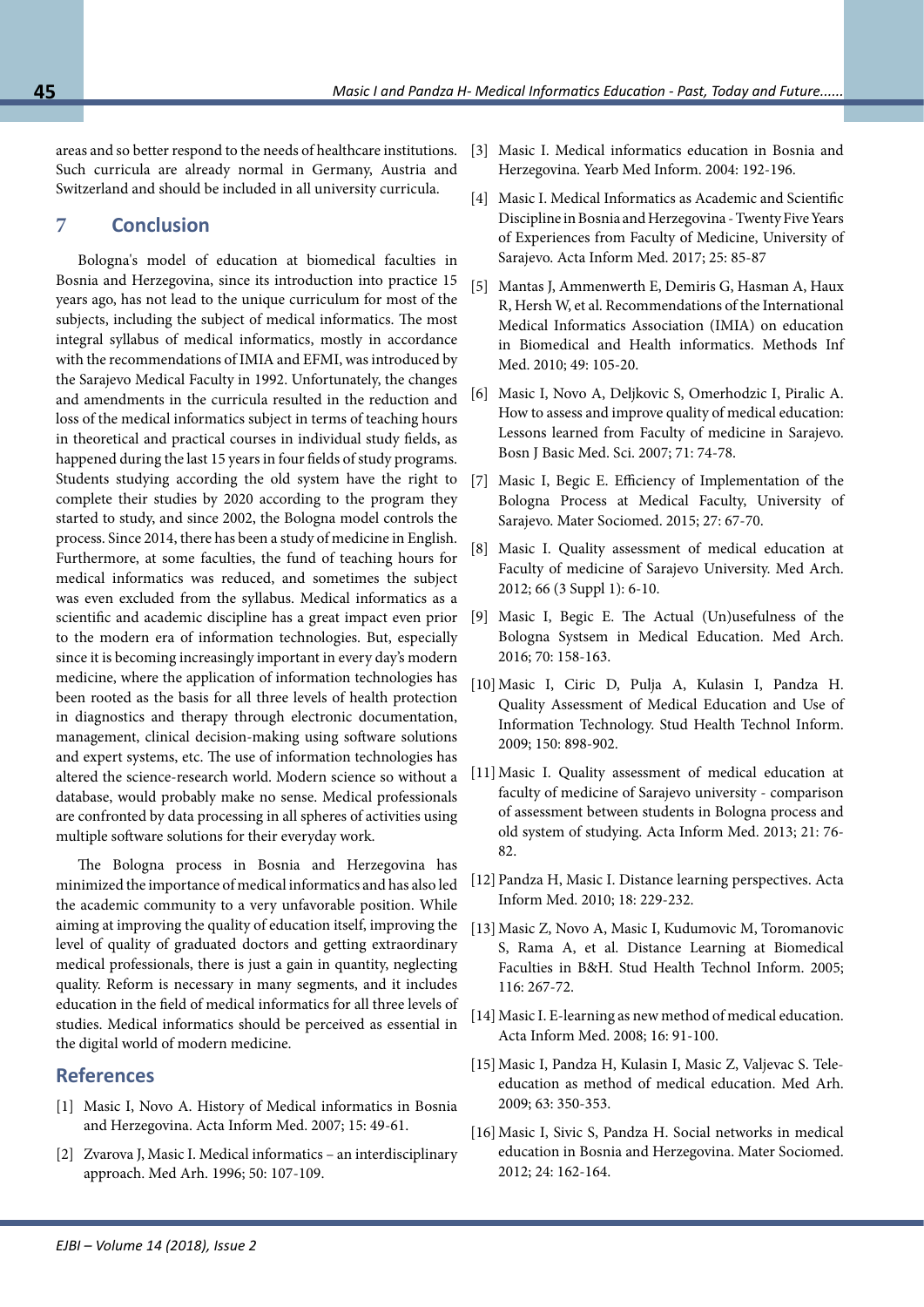areas and so better respond to the needs of healthcare institutions. Such curricula are already normal in Germany, Austria and Switzerland and should be included in all university curricula.

## 7 Conclusion

Bologna's model of education at biomedical faculties in Bosnia and Herzegovina, since its introduction into practice 15 years ago, has not lead to the unique curriculum for most of the subjects, including the subject of medical informatics. The most integral syllabus of medical informatics, mostly in accordance with the recommendations of IMIA and EFMI, was introduced by the Sarajevo Medical Faculty in 1992. Unfortunately, the changes and amendments in the curricula resulted in the reduction and loss of the medical informatics subject in terms of teaching hours in theoretical and practical courses in individual study fields, as happened during the last 15 years in four fields of study programs. Students studying according the old system have the right to complete their studies by 2020 according to the program they started to study, and since 2002, the Bologna model controls the process. Since 2014, there has been a study of medicine in English. Furthermore, at some faculties, the fund of teaching hours for medical informatics was reduced, and sometimes the subject was even excluded from the syllabus. Medical informatics as a scientific and academic discipline has a great impact even prior to the modern era of information technologies. But, especially since it is becoming increasingly important in every day's modern medicine, where the application of information technologies has been rooted as the basis for all three levels of health protection in diagnostics and therapy through electronic documentation, management, clinical decision-making using software solutions and expert systems, etc. The use of information technologies has altered the science-research world. Modern science so without a database, would probably make no sense. Medical professionals are confronted by data processing in all spheres of activities using multiple software solutions for their everyday work.

The Bologna process in Bosnia and Herzegovina has minimized the importance of medical informatics and has also led the academic community to a very unfavorable position. While aiming at improving the quality of education itself, improving the level of quality of graduated doctors and getting extraordinary medical professionals, there is just a gain in quantity, neglecting quality. Reform is necessary in many segments, and it includes education in the field of medical informatics for all three levels of studies. Medical informatics should be perceived as essential in the digital world of modern medicine.

## References

[1] Masic I, Novo A. History of Medical informatics in Bosnia and Herzegovina. Acta Inform Med. 2007; 15: 49-61.

[2] Zvarova J, Masic I. Medical informatics – an interdisciplinary approach. Med Arh. 1996; 50: 107-109.

[3] Masic I. Medical informatics education in Bosnia and Herzegovina. Yearb Med Inform. 2004: 192-196.

[4] Masic I. Medical Informatics as Academic and Scientific Discipline in Bosnia and Herzegovina - Twenty Five Years of Experiences from Faculty of Medicine, University of Sarajevo. Acta Inform Med. 2017; 25: 85-87

[5] Mantas J, Ammenwerth E, Demiris G, Hasman A, Haux R, Hersh W, et al. Recommendations of the International Medical Informatics Association (IMIA) on education in Biomedical and Health informatics. Methods Inf Med. 2010; 49: 105-20.

[6] Masic I, Novo A, Deljkovic S, Omerhodzic I, Piralic A. How to assess and improve quality of medical education: Lessons learned from Faculty of medicine in Sarajevo. Bosn J Basic Med. Sci. 2007; 71: 74-78.

[7] Masic I, Begic E. Efficiency of Implementation of the Bologna Process at Medical Faculty, University of Sarajevo. Mater Sociomed. 2015; 27: 67-70.

[8] Masic I. Quality assessment of medical education at Faculty of medicine of Sarajevo University. Med Arch. 2012; 66 (3 Suppl 1): 6-10.

[9] Masic I, Begic E. The Actual (Un)usefulness of the Bologna Systsem in Medical Education. Med Arch. 2016; 70: 158-163.

[10] Masic I, Ciric D, Pulja A, Kulasin I, Pandza H. Quality Assessment of Medical Education and Use of Information Technology. Stud Health Technol Inform. 2009; 150: 898-902.

[11] Masic I. Quality assessment of medical education at faculty of medicine of Sarajevo university - comparison of assessment between students in Bologna process and old system of studying. Acta Inform Med. 2013; 21: 76-82.

[12] Pandza H, Masic I. Distance learning perspectives. Acta Inform Med. 2010; 18: 229-232.

[13] Masic Z, Novo A, Masic I, Kudumovic M, Toromanovic S, Rama A, et al. Distance Learning at Biomedical Faculties in B&H. Stud Health Technol Inform. 2005; 116: 267-72.

[14] Masic I. E-learning as new method of medical education. Acta Inform Med. 2008; 16: 91-100.

[15] Masic I, Pandza H, Kulasin I, Masic Z, Valjevac S. Tele-education as method of medical education. Med Arh. 2009; 63: 350-353.

[16] Masic I, Sivic S, Pandza H. Social networks in medical education in Bosnia and Herzegovina. Mater Sociomed. 2012; 24: 162-164.